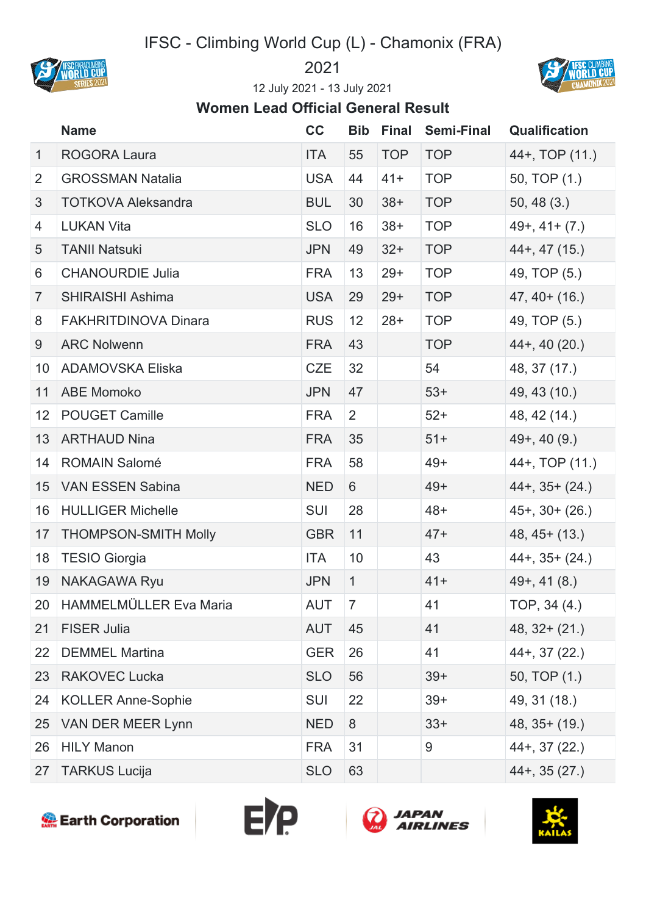# IFSC - Climbing World Cup (L) - Chamonix (FRA) 2021

12 July 2021 - 13 July 2021

## Women Lead Official General Result

| | Name | CC | Bib | Final | Semi-Final | Qualification |
|---|---|---|---|---|---|---|
| 1 | ROGORA Laura | ITA | 55 | TOP | TOP | 44+, TOP (11.) |
| 2 | GROSSMAN Natalia | USA | 44 | 41+ | TOP | 50, TOP (1.) |
| 3 | TOTKOVA Aleksandra | BUL | 30 | 38+ | TOP | 50, 48 (3.) |
| 4 | LUKAN Vita | SLO | 16 | 38+ | TOP | 49+, 41+ (7.) |
| 5 | TANII Natsuki | JPN | 49 | 32+ | TOP | 44+, 47 (15.) |
| 6 | CHANOURDIE Julia | FRA | 13 | 29+ | TOP | 49, TOP (5.) |
| 7 | SHIRAISHI Ashima | USA | 29 | 29+ | TOP | 47, 40+ (16.) |
| 8 | FAKHRITDINOVA Dinara | RUS | 12 | 28+ | TOP | 49, TOP (5.) |
| 9 | ARC Nolwenn | FRA | 43 | | TOP | 44+, 40 (20.) |
| 10 | ADAMOVSKA Eliska | CZE | 32 | | 54 | 48, 37 (17.) |
| 11 | ABE Momoko | JPN | 47 | | 53+ | 49, 43 (10.) |
| 12 | POUGET Camille | FRA | 2 | | 52+ | 48, 42 (14.) |
| 13 | ARTHAUD Nina | FRA | 35 | | 51+ | 49+, 40 (9.) |
| 14 | ROMAIN Salomé | FRA | 58 | | 49+ | 44+, TOP (11.) |
| 15 | VAN ESSEN Sabina | NED | 6 | | 49+ | 44+, 35+ (24.) |
| 16 | HULLIGER Michelle | SUI | 28 | | 48+ | 45+, 30+ (26.) |
| 17 | THOMPSON-SMITH Molly | GBR | 11 | | 47+ | 48, 45+ (13.) |
| 18 | TESIO Giorgia | ITA | 10 | | 43 | 44+, 35+ (24.) |
| 19 | NAKAGAWA Ryu | JPN | 1 | | 41+ | 49+, 41 (8.) |
| 20 | HAMMELMÜLLER Eva Maria | AUT | 7 | | 41 | TOP, 34 (4.) |
| 21 | FISER Julia | AUT | 45 | | 41 | 48, 32+ (21.) |
| 22 | DEMMEL Martina | GER | 26 | | 41 | 44+, 37 (22.) |
| 23 | RAKOVEC Lucka | SLO | 56 | | 39+ | 50, TOP (1.) |
| 24 | KOLLER Anne-Sophie | SUI | 22 | | 39+ | 49, 31 (18.) |
| 25 | VAN DER MEER Lynn | NED | 8 | | 33+ | 48, 35+ (19.) |
| 26 | HILY Manon | FRA | 31 | | 9 | 44+, 37 (22.) |
| 27 | TARKUS Lucija | SLO | 63 | | | 44+, 35 (27.) |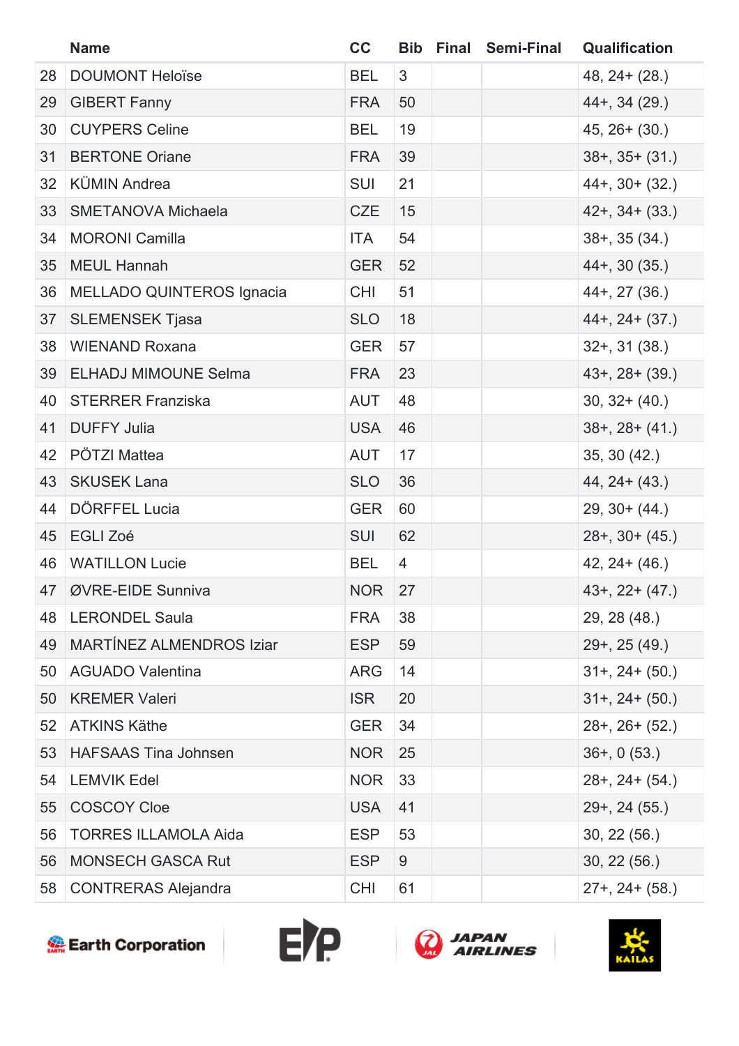| | Name | CC | Bib | Final | Semi-Final | Qualification |
|---|---|---|---|---|---|---|
| 28 | DOUMONT Heloïse | BEL | 3 | | | 48, 24+ (28.) |
| 29 | GIBERT Fanny | FRA | 50 | | | 44+, 34 (29.) |
| 30 | CUYPERS Celine | BEL | 19 | | | 45, 26+ (30.) |
| 31 | BERTONE Oriane | FRA | 39 | | | 38+, 35+ (31.) |
| 32 | KÜMIN Andrea | SUI | 21 | | | 44+, 30+ (32.) |
| 33 | SMETANOVA Michaela | CZE | 15 | | | 42+, 34+ (33.) |
| 34 | MORONI Camilla | ITA | 54 | | | 38+, 35 (34.) |
| 35 | MEUL Hannah | GER | 52 | | | 44+, 30 (35.) |
| 36 | MELLADO QUINTEROS Ignacia | CHI | 51 | | | 44+, 27 (36.) |
| 37 | SLEMENSEK Tjasa | SLO | 18 | | | 44+, 24+ (37.) |
| 38 | WIENAND Roxana | GER | 57 | | | 32+, 31 (38.) |
| 39 | ELHADJ MIMOUNE Selma | FRA | 23 | | | 43+, 28+ (39.) |
| 40 | STERRER Franziska | AUT | 48 | | | 30, 32+ (40.) |
| 41 | DUFFY Julia | USA | 46 | | | 38+, 28+ (41.) |
| 42 | PÖTZI Mattea | AUT | 17 | | | 35, 30 (42.) |
| 43 | SKUSEK Lana | SLO | 36 | | | 44, 24+ (43.) |
| 44 | DÖRFFEL Lucia | GER | 60 | | | 29, 30+ (44.) |
| 45 | EGLI Zoé | SUI | 62 | | | 28+, 30+ (45.) |
| 46 | WATILLON Lucie | BEL | 4 | | | 42, 24+ (46.) |
| 47 | ØVRE-EIDE Sunniva | NOR | 27 | | | 43+, 22+ (47.) |
| 48 | LERONDEL Saula | FRA | 38 | | | 29, 28 (48.) |
| 49 | MARTÍNEZ ALMENDROS Iziar | ESP | 59 | | | 29+, 25 (49.) |
| 50 | AGUADO Valentina | ARG | 14 | | | 31+, 24+ (50.) |
| 50 | KREMER Valeri | ISR | 20 | | | 31+, 24+ (50.) |
| 52 | ATKINS Käthe | GER | 34 | | | 28+, 26+ (52.) |
| 53 | HAFSAAS Tina Johnsen | NOR | 25 | | | 36+, 0 (53.) |
| 54 | LEMVIK Edel | NOR | 33 | | | 28+, 24+ (54.) |
| 55 | COSCOY Cloe | USA | 41 | | | 29+, 24 (55.) |
| 56 | TORRES ILLAMOLA Aida | ESP | 53 | | | 30, 22 (56.) |
| 56 | MONSECH GASCA Rut | ESP | 9 | | | 30, 22 (56.) |
| 58 | CONTRERAS Alejandra | CHI | 61 | | | 27+, 24+ (58.) |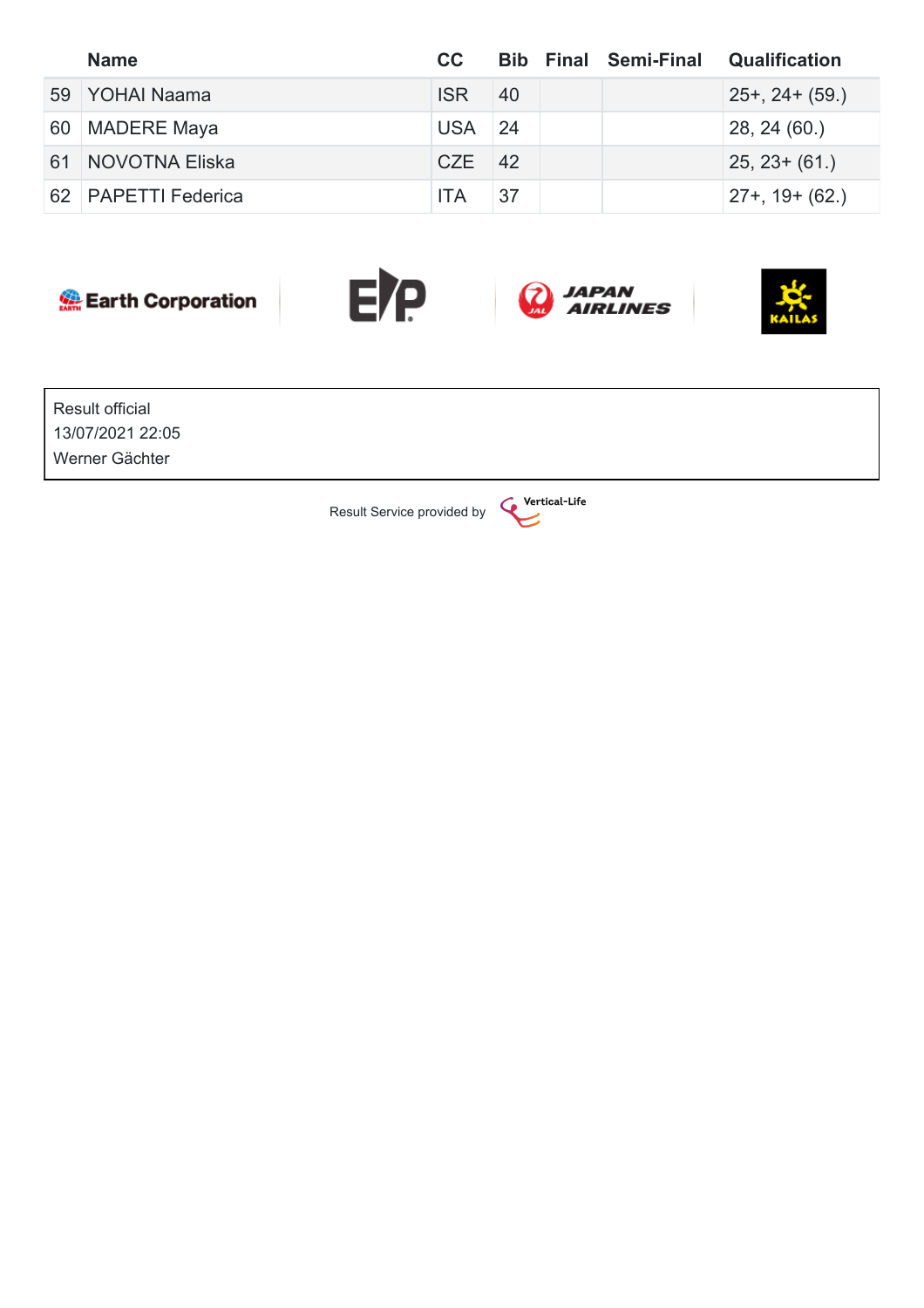| | Name | CC | Bib | Final | Semi-Final | Qualification |
|---|---|---|---|---|---|---|
| 59 | YOHAI Naama | ISR | 40 | | | 25+, 24+ (59.) |
| 60 | MADERE Maya | USA | 24 | | | 28, 24 (60.) |
| 61 | NOVOTNA Eliska | CZE | 42 | | | 25, 23+ (61.) |
| 62 | PAPETTI Federica | ITA | 37 | | | 27+, 19+ (62.) |

Earth Corporation

JAPAN AIRLINES

KAILAS

Result official
13/07/2021 22:05
Werner Gächter

Result Service provided by Vertical-Life